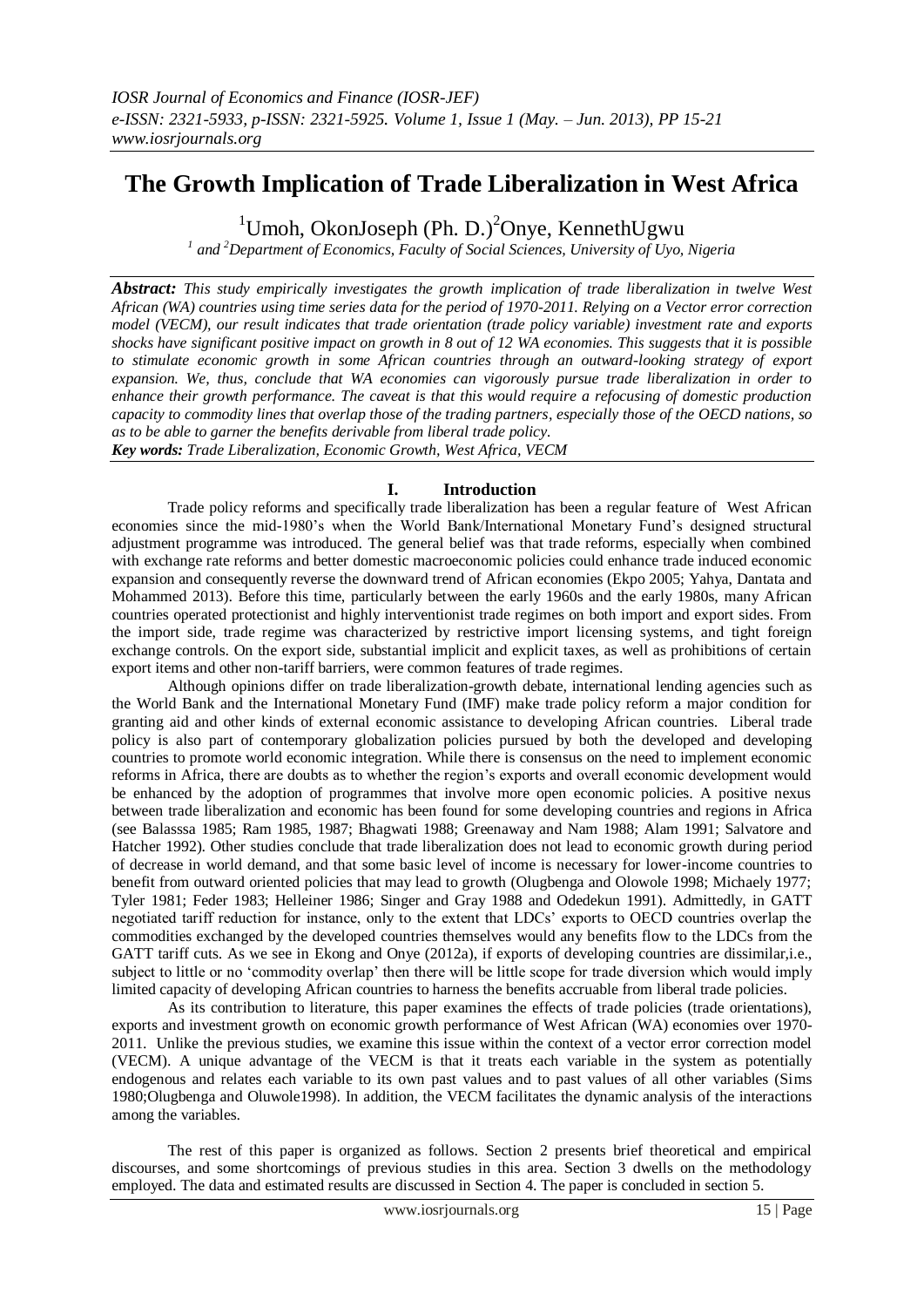# The Growth Implication of Trade Liberalization in West Africa

[1]Umoh, OkonJoseph (Ph. D.)[2]Onye, KennethUgwu

[1] and [2]Department of Economics, Faculty of Social Sciences, University of Uyo, Nigeria

***Abstract:*** *This study empirically investigates the growth implication of trade liberalization in twelve West African (WA) countries using time series data for the period of 1970-2011. Relying on a Vector error correction model (VECM), our result indicates that trade orientation (trade policy variable) investment rate and exports shocks have significant positive impact on growth in 8 out of 12 WA economies. This suggests that it is possible to stimulate economic growth in some African countries through an outward-looking strategy of export expansion. We, thus, conclude that WA economies can vigorously pursue trade liberalization in order to enhance their growth performance. The caveat is that this would require a refocusing of domestic production capacity to commodity lines that overlap those of the trading partners, especially those of the OECD nations, so as to be able to garner the benefits derivable from liberal trade policy.*

***Key words:*** *Trade Liberalization, Economic Growth, West Africa, VECM*

## I. Introduction

Trade policy reforms and specifically trade liberalization has been a regular feature of West African economies since the mid-1980's when the World Bank/International Monetary Fund's designed structural adjustment programme was introduced. The general belief was that trade reforms, especially when combined with exchange rate reforms and better domestic macroeconomic policies could enhance trade induced economic expansion and consequently reverse the downward trend of African economies (Ekpo 2005; Yahya, Dantata and Mohammed 2013). Before this time, particularly between the early 1960s and the early 1980s, many African countries operated protectionist and highly interventionist trade regimes on both import and export sides. From the import side, trade regime was characterized by restrictive import licensing systems, and tight foreign exchange controls. On the export side, substantial implicit and explicit taxes, as well as prohibitions of certain export items and other non-tariff barriers, were common features of trade regimes.

Although opinions differ on trade liberalization-growth debate, international lending agencies such as the World Bank and the International Monetary Fund (IMF) make trade policy reform a major condition for granting aid and other kinds of external economic assistance to developing African countries. Liberal trade policy is also part of contemporary globalization policies pursued by both the developed and developing countries to promote world economic integration. While there is consensus on the need to implement economic reforms in Africa, there are doubts as to whether the region's exports and overall economic development would be enhanced by the adoption of programmes that involve more open economic policies. A positive nexus between trade liberalization and economic has been found for some developing countries and regions in Africa (see Balasssa 1985; Ram 1985, 1987; Bhagwati 1988; Greenaway and Nam 1988; Alam 1991; Salvatore and Hatcher 1992). Other studies conclude that trade liberalization does not lead to economic growth during period of decrease in world demand, and that some basic level of income is necessary for lower-income countries to benefit from outward oriented policies that may lead to growth (Olugbenga and Olowole 1998; Michaely 1977; Tyler 1981; Feder 1983; Helleiner 1986; Singer and Gray 1988 and Odedekun 1991). Admittedly, in GATT negotiated tariff reduction for instance, only to the extent that LDCs' exports to OECD countries overlap the commodities exchanged by the developed countries themselves would any benefits flow to the LDCs from the GATT tariff cuts. As we see in Ekong and Onye (2012a), if exports of developing countries are dissimilar,i.e., subject to little or no 'commodity overlap' then there will be little scope for trade diversion which would imply limited capacity of developing African countries to harness the benefits accruable from liberal trade policies.

As its contribution to literature, this paper examines the effects of trade policies (trade orientations), exports and investment growth on economic growth performance of West African (WA) economies over 1970-2011. Unlike the previous studies, we examine this issue within the context of a vector error correction model (VECM). A unique advantage of the VECM is that it treats each variable in the system as potentially endogenous and relates each variable to its own past values and to past values of all other variables (Sims 1980;Olugbenga and Oluwole1998). In addition, the VECM facilitates the dynamic analysis of the interactions among the variables.

The rest of this paper is organized as follows. Section 2 presents brief theoretical and empirical discourses, and some shortcomings of previous studies in this area. Section 3 dwells on the methodology employed. The data and estimated results are discussed in Section 4. The paper is concluded in section 5.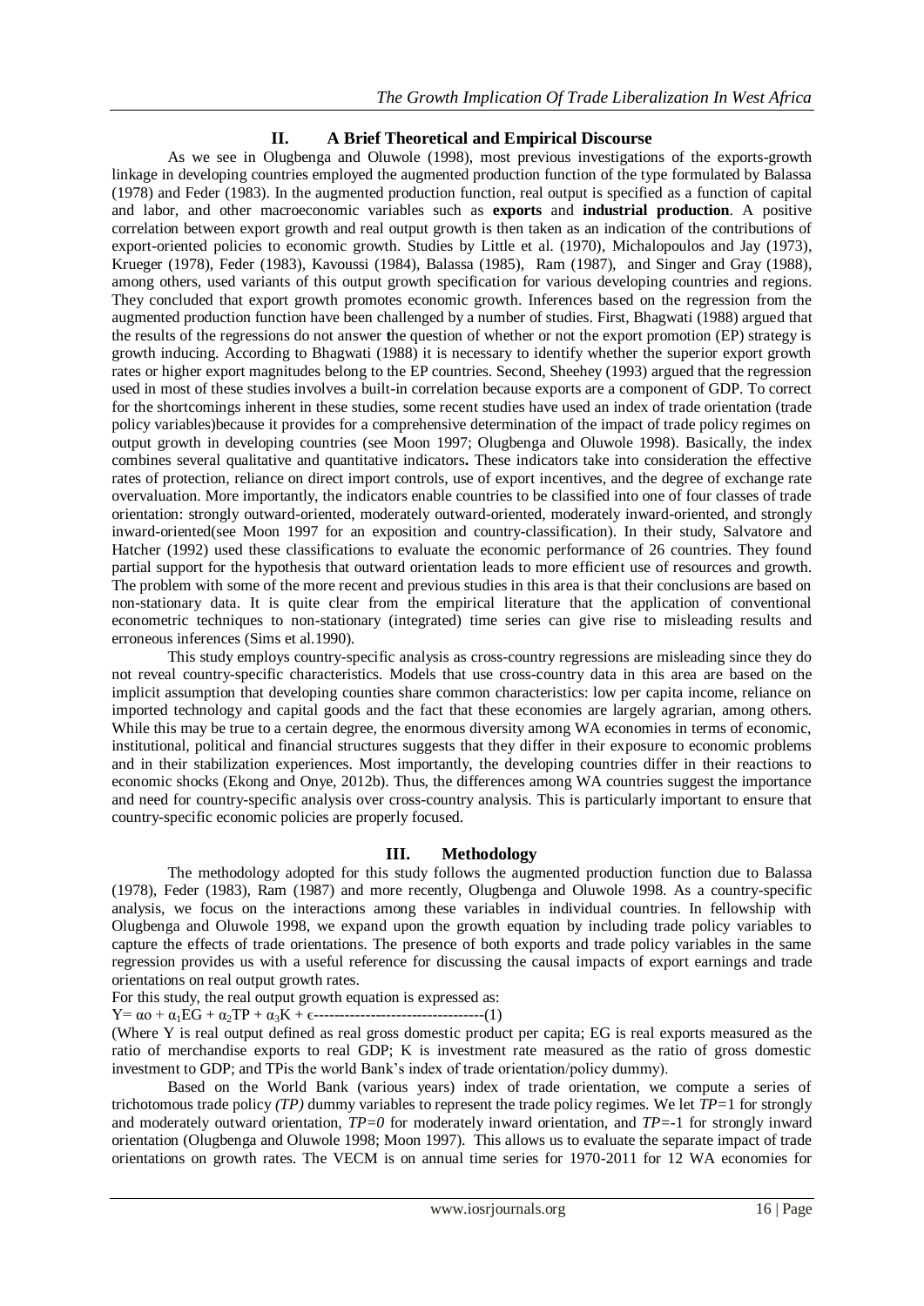## II. A Brief Theoretical and Empirical Discourse

As we see in Olugbenga and Oluwole (1998), most previous investigations of the exports-growth linkage in developing countries employed the augmented production function of the type formulated by Balassa (1978) and Feder (1983). In the augmented production function, real output is specified as a function of capital and labor, and other macroeconomic variables such as **exports** and **industrial production**. A positive correlation between export growth and real output growth is then taken as an indication of the contributions of export-oriented policies to economic growth. Studies by Little et al. (1970), Michalopoulos and Jay (1973), Krueger (1978), Feder (1983), Kavoussi (1984), Balassa (1985), Ram (1987), and Singer and Gray (1988), among others, used variants of this output growth specification for various developing countries and regions. They concluded that export growth promotes economic growth. Inferences based on the regression from the augmented production function have been challenged by a number of studies. First, Bhagwati (1988) argued that the results of the regressions do not answer the question of whether or not the export promotion (EP) strategy is growth inducing. According to Bhagwati (1988) it is necessary to identify whether the superior export growth rates or higher export magnitudes belong to the EP countries. Second, Sheehey (1993) argued that the regression used in most of these studies involves a built-in correlation because exports are a component of GDP. To correct for the shortcomings inherent in these studies, some recent studies have used an index of trade orientation (trade policy variables)because it provides for a comprehensive determination of the impact of trade policy regimes on output growth in developing countries (see Moon 1997; Olugbenga and Oluwole 1998). Basically, the index combines several qualitative and quantitative indicators**.** These indicators take into consideration the effective rates of protection, reliance on direct import controls, use of export incentives, and the degree of exchange rate overvaluation. More importantly, the indicators enable countries to be classified into one of four classes of trade orientation: strongly outward-oriented, moderately outward-oriented, moderately inward-oriented, and strongly inward-oriented(see Moon 1997 for an exposition and country-classification). In their study, Salvatore and Hatcher (1992) used these classifications to evaluate the economic performance of 26 countries. They found partial support for the hypothesis that outward orientation leads to more efficient use of resources and growth. The problem with some of the more recent and previous studies in this area is that their conclusions are based on non-stationary data. It is quite clear from the empirical literature that the application of conventional econometric techniques to non-stationary (integrated) time series can give rise to misleading results and erroneous inferences (Sims et al.1990).

This study employs country-specific analysis as cross-country regressions are misleading since they do not reveal country-specific characteristics. Models that use cross-country data in this area are based on the implicit assumption that developing counties share common characteristics: low per capita income, reliance on imported technology and capital goods and the fact that these economies are largely agrarian, among others. While this may be true to a certain degree, the enormous diversity among WA economies in terms of economic, institutional, political and financial structures suggests that they differ in their exposure to economic problems and in their stabilization experiences. Most importantly, the developing countries differ in their reactions to economic shocks (Ekong and Onye, 2012b). Thus, the differences among WA countries suggest the importance and need for country-specific analysis over cross-country analysis. This is particularly important to ensure that country-specific economic policies are properly focused.

## III. Methodology

The methodology adopted for this study follows the augmented production function due to Balassa (1978), Feder (1983), Ram (1987) and more recently, Olugbenga and Oluwole 1998. As a country-specific analysis, we focus on the interactions among these variables in individual countries. In fellowship with Olugbenga and Oluwole 1998, we expand upon the growth equation by including trade policy variables to capture the effects of trade orientations. The presence of both exports and trade policy variables in the same regression provides us with a useful reference for discussing the causal impacts of export earnings and trade orientations on real output growth rates.

For this study, the real output growth equation is expressed as:

$$Y = \alpha_0 + \alpha_1 EG + \alpha_2 TP + \alpha_3 K + \epsilon \text{---------------------------------}(1)$$

(Where Y is real output defined as real gross domestic product per capita; EG is real exports measured as the ratio of merchandise exports to real GDP; K is investment rate measured as the ratio of gross domestic investment to GDP; and TPis the world Bank's index of trade orientation/policy dummy).

Based on the World Bank (various years) index of trade orientation, we compute a series of trichotomous trade policy *(TP)* dummy variables to represent the trade policy regimes. We let *TP=*1 for strongly and moderately outward orientation, *TP=0* for moderately inward orientation, and *TP=*-1 for strongly inward orientation (Olugbenga and Oluwole 1998; Moon 1997). This allows us to evaluate the separate impact of trade orientations on growth rates. The VECM is on annual time series for 1970-2011 for 12 WA economies for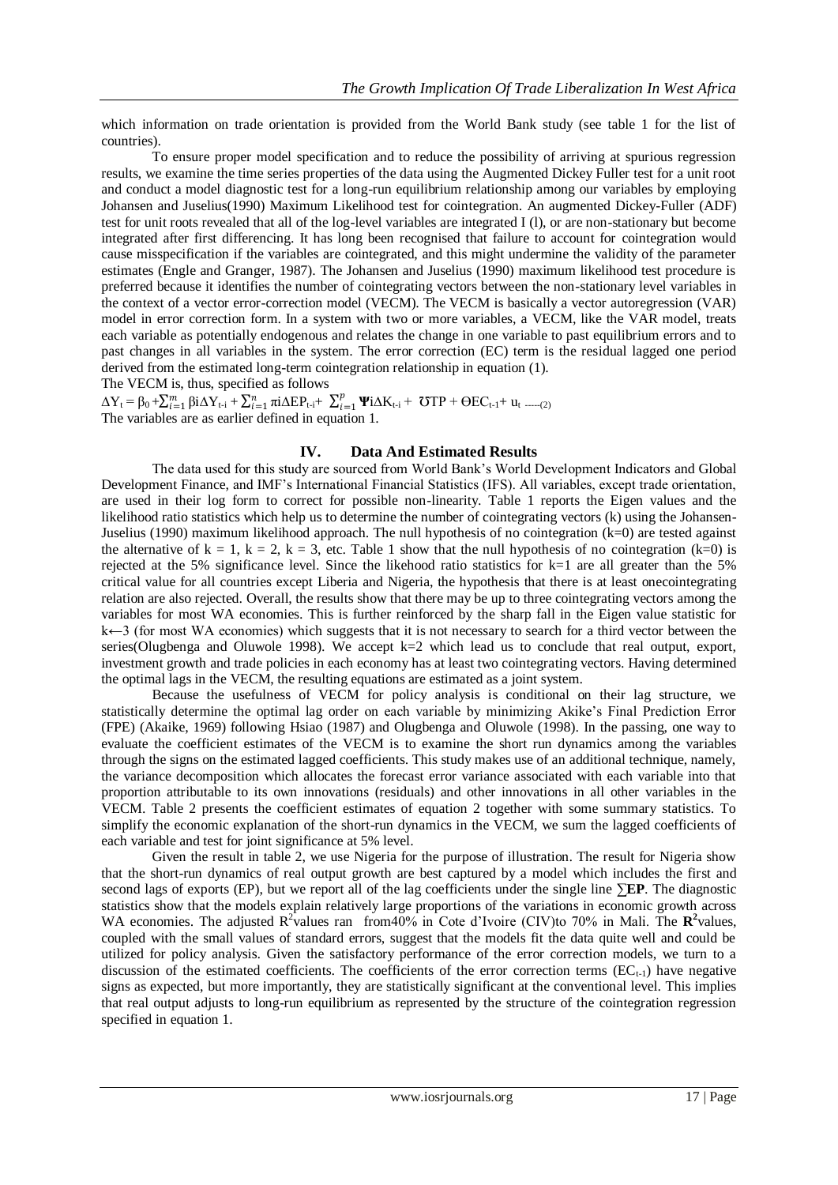which information on trade orientation is provided from the World Bank study (see table 1 for the list of countries).

To ensure proper model specification and to reduce the possibility of arriving at spurious regression results, we examine the time series properties of the data using the Augmented Dickey Fuller test for a unit root and conduct a model diagnostic test for a long-run equilibrium relationship among our variables by employing Johansen and Juselius(1990) Maximum Likelihood test for cointegration. An augmented Dickey-Fuller (ADF) test for unit roots revealed that all of the log-level variables are integrated I (l), or are non-stationary but become integrated after first differencing. It has long been recognised that failure to account for cointegration would cause misspecification if the variables are cointegrated, and this might undermine the validity of the parameter estimates (Engle and Granger, 1987). The Johansen and Juselius (1990) maximum likelihood test procedure is preferred because it identifies the number of cointegrating vectors between the non-stationary level variables in the context of a vector error-correction model (VECM). The VECM is basically a vector autoregression (VAR) model in error correction form. In a system with two or more variables, a VECM, like the VAR model, treats each variable as potentially endogenous and relates the change in one variable to past equilibrium errors and to past changes in all variables in the system. The error correction (EC) term is the residual lagged one period derived from the estimated long-term cointegration relationship in equation (1).

The VECM is, thus, specified as follows

$$\Delta Y_t = \beta_0 + \sum_{i=1}^{m} \beta i \Delta Y_{t-i} + \sum_{i=1}^{n} \pi i \Delta EP_{t-i} + \sum_{i=1}^{p} \Psi i \Delta K_{t-i} + \mho TP + \Theta EC_{t-1} + u_t \quad \text{-----(2)}$$

The variables are as earlier defined in equation 1.

## IV. Data And Estimated Results

The data used for this study are sourced from World Bank's World Development Indicators and Global Development Finance, and IMF's International Financial Statistics (IFS). All variables, except trade orientation, are used in their log form to correct for possible non-linearity. Table 1 reports the Eigen values and the likelihood ratio statistics which help us to determine the number of cointegrating vectors (k) using the Johansen-Juselius (1990) maximum likelihood approach. The null hypothesis of no cointegration (k=0) are tested against the alternative of k = 1, k = 2, k = 3, etc. Table 1 show that the null hypothesis of no cointegration (k=0) is rejected at the 5% significance level. Since the likehood ratio statistics for k=1 are all greater than the 5% critical value for all countries except Liberia and Nigeria, the hypothesis that there is at least onecointegrating relation are also rejected. Overall, the results show that there may be up to three cointegrating vectors among the variables for most WA economies. This is further reinforced by the sharp fall in the Eigen value statistic for k←3 (for most WA economies) which suggests that it is not necessary to search for a third vector between the series(Olugbenga and Oluwole 1998). We accept k=2 which lead us to conclude that real output, export, investment growth and trade policies in each economy has at least two cointegrating vectors. Having determined the optimal lags in the VECM, the resulting equations are estimated as a joint system.

Because the usefulness of VECM for policy analysis is conditional on their lag structure, we statistically determine the optimal lag order on each variable by minimizing Akike's Final Prediction Error (FPE) (Akaike, 1969) following Hsiao (1987) and Olugbenga and Oluwole (1998). In the passing, one way to evaluate the coefficient estimates of the VECM is to examine the short run dynamics among the variables through the signs on the estimated lagged coefficients. This study makes use of an additional technique, namely, the variance decomposition which allocates the forecast error variance associated with each variable into that proportion attributable to its own innovations (residuals) and other innovations in all other variables in the VECM. Table 2 presents the coefficient estimates of equation 2 together with some summary statistics. To simplify the economic explanation of the short-run dynamics in the VECM, we sum the lagged coefficients of each variable and test for joint significance at 5% level.

Given the result in table 2, we use Nigeria for the purpose of illustration. The result for Nigeria show that the short-run dynamics of real output growth are best captured by a model which includes the first and second lags of exports (EP), but we report all of the lag coefficients under the single line **∑EP**. The diagnostic statistics show that the models explain relatively large proportions of the variations in economic growth across WA economies. The adjusted $R^2$values ran from40% in Cote d'Ivoire (CIV)to 70% in Mali. The $\mathbf{R^2}$values, coupled with the small values of standard errors, suggest that the models fit the data quite well and could be utilized for policy analysis. Given the satisfactory performance of the error correction models, we turn to a discussion of the estimated coefficients. The coefficients of the error correction terms ($EC_{t-1}$) have negative signs as expected, but more importantly, they are statistically significant at the conventional level. This implies that real output adjusts to long-run equilibrium as represented by the structure of the cointegration regression specified in equation 1.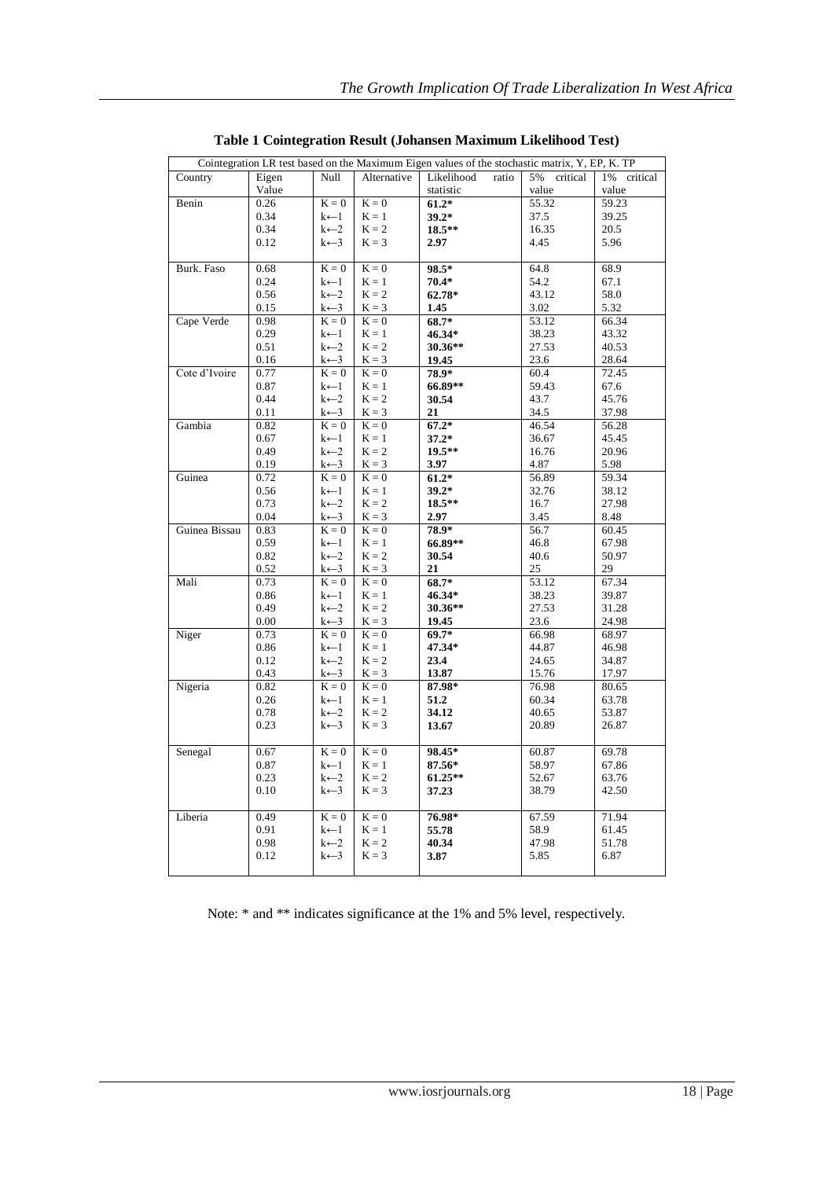**Table 1 Cointegration Result (Johansen Maximum Likelihood Test)**

| Cointegration LR test based on the Maximum Eigen values of the stochastic matrix, Y, EP, K. TP | | | | | | |
|---|---|---|---|---|---|---|
| Country | Eigen Value | Null | Alternative | Likelihood ratio statistic | 5% critical value | 1% critical value |
| Benin | 0.26 | K = 0 | K = 0 | **61.2*** | 55.32 | 59.23 |
| | 0.34 | k←1 | K = 1 | **39.2*** | 37.5 | 39.25 |
| | 0.34 | k←2 | K = 2 | **18.5**** | 16.35 | 20.5 |
| | 0.12 | k←3 | K = 3 | **2.97** | 4.45 | 5.96 |
| Burk. Faso | 0.68 | K = 0 | K = 0 | **98.5*** | 64.8 | 68.9 |
| | 0.24 | k←1 | K = 1 | **70.4*** | 54.2 | 67.1 |
| | 0.56 | k←2 | K = 2 | **62.78*** | 43.12 | 58.0 |
| | 0.15 | k←3 | K = 3 | **1.45** | 3.02 | 5.32 |
| Cape Verde | 0.98 | K = 0 | K = 0 | **68.7*** | 53.12 | 66.34 |
| | 0.29 | k←1 | K = 1 | **46.34*** | 38.23 | 43.32 |
| | 0.51 | k←2 | K = 2 | **30.36**** | 27.53 | 40.53 |
| | 0.16 | k←3 | K = 3 | **19.45** | 23.6 | 28.64 |
| Cote d'Ivoire | 0.77 | K = 0 | K = 0 | **78.9*** | 60.4 | 72.45 |
| | 0.87 | k←1 | K = 1 | **66.89**** | 59.43 | 67.6 |
| | 0.44 | k←2 | K = 2 | **30.54** | 43.7 | 45.76 |
| | 0.11 | k←3 | K = 3 | **21** | 34.5 | 37.98 |
| Gambia | 0.82 | K = 0 | K = 0 | **67.2*** | 46.54 | 56.28 |
| | 0.67 | k←1 | K = 1 | **37.2*** | 36.67 | 45.45 |
| | 0.49 | k←2 | K = 2 | **19.5**** | 16.76 | 20.96 |
| | 0.19 | k←3 | K = 3 | **3.97** | 4.87 | 5.98 |
| Guinea | 0.72 | K = 0 | K = 0 | **61.2*** | 56.89 | 59.34 |
| | 0.56 | k←1 | K = 1 | **39.2*** | 32.76 | 38.12 |
| | 0.73 | k←2 | K = 2 | **18.5**** | 16.7 | 27.98 |
| | 0.04 | k←3 | K = 3 | **2.97** | 3.45 | 8.48 |
| Guinea Bissau | 0.83 | K = 0 | K = 0 | **78.9*** | 56.7 | 60.45 |
| | 0.59 | k←1 | K = 1 | **66.89**** | 46.8 | 67.98 |
| | 0.82 | k←2 | K = 2 | **30.54** | 40.6 | 50.97 |
| | 0.52 | k←3 | K = 3 | **21** | 25 | 29 |
| Mali | 0.73 | K = 0 | K = 0 | **68.7*** | 53.12 | 67.34 |
| | 0.86 | k←1 | K = 1 | **46.34*** | 38.23 | 39.87 |
| | 0.49 | k←2 | K = 2 | **30.36**** | 27.53 | 31.28 |
| | 0.00 | k←3 | K = 3 | **19.45** | 23.6 | 24.98 |
| Niger | 0.73 | K = 0 | K = 0 | **69.7*** | 66.98 | 68.97 |
| | 0.86 | k←1 | K = 1 | **47.34*** | 44.87 | 46.98 |
| | 0.12 | k←2 | K = 2 | **23.4** | 24.65 | 34.87 |
| | 0.43 | k←3 | K = 3 | **13.87** | 15.76 | 17.97 |
| Nigeria | 0.82 | K = 0 | K = 0 | **87.98*** | 76.98 | 80.65 |
| | 0.26 | k←1 | K = 1 | **51.2** | 60.34 | 63.78 |
| | 0.78 | k←2 | K = 2 | **34.12** | 40.65 | 53.87 |
| | 0.23 | k←3 | K = 3 | **13.67** | 20.89 | 26.87 |
| Senegal | 0.67 | K = 0 | K = 0 | **98.45*** | 60.87 | 69.78 |
| | 0.87 | k←1 | K = 1 | **87.56*** | 58.97 | 67.86 |
| | 0.23 | k←2 | K = 2 | **61.25**** | 52.67 | 63.76 |
| | 0.10 | k←3 | K = 3 | **37.23** | 38.79 | 42.50 |
| Liberia | 0.49 | K = 0 | K = 0 | **76.98*** | 67.59 | 71.94 |
| | 0.91 | k←1 | K = 1 | **55.78** | 58.9 | 61.45 |
| | 0.98 | k←2 | K = 2 | **40.34** | 47.98 | 51.78 |
| | 0.12 | k←3 | K = 3 | **3.87** | 5.85 | 6.87 |

Note: * and ** indicates significance at the 1% and 5% level, respectively.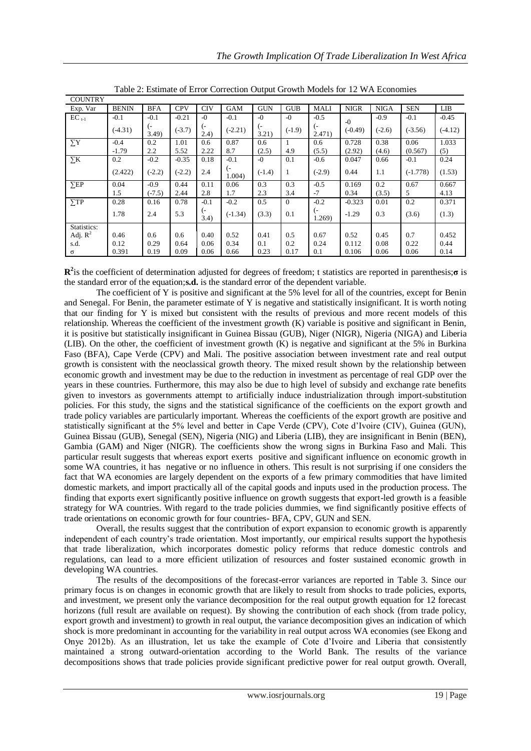Table 2: Estimate of Error Correction Output Growth Models for 12 WA Economies

| COUNTRY | | | | | | | | | | | | |
|---|---|---|---|---|---|---|---|---|---|---|---|---|
| Exp. Var | BENIN | BFA | CPV | CIV | GAM | GUN | GUB | MALI | NIGR | NIGA | SEN | LIB |
| $EC_{t-1}$ | -0.1 (-4.31) | -0.1 (-3.49) | -0.21 (-3.7) | -0 (-2.4) | -0.1 (-2.21) | -0 (-3.21) | -0 (-1.9) | -0.5 (-2.471) | -0 (-0.49) | -0.9 (-2.6) | -0.1 (-3.56) | -0.45 (-4.12) |
| ∑Y | -0.4 -1.79 | 0.2 2.2 | 1.01 5.52 | 0.6 2.22 | 0.87 8.7 | 0.6 (2.5) | 1 4.9 | 0.6 (5.5) | 0.728 (2.92) | 0.38 (4.6) | 0.06 (0.567) | 1.033 (5) |
| ∑K | 0.2 (2.422) | -0.2 (-2.2) | -0.35 (-2.2) | 0.18 2.4 | -0.1 (-1.004) | -0 (-1.4) | 0.1 1 | -0.6 (-2.9) | 0.047 0.44 | 0.66 1.1 | -0.1 (-1.778) | 0.24 (1.53) |
| ∑EP | 0.04 1.5 | -0.9 (-7.5) | 0.44 2.44 | 0.11 2.8 | 0.06 1.7 | 0.3 2.3 | 0.3 3.4 | -0.5 -7 | 0.169 0.34 | 0.2 (3.5) | 0.67 5 | 0.667 4.13 |
| ∑TP | 0.28 1.78 | 0.16 2.4 | 0.78 5.3 | -0.1 (-3.4) | -0.2 (-1.34) | 0.5 (3.3) | 0 0.1 | -0.2 (-1.269) | -0.323 -1.29 | 0.01 0.3 | 0.2 (3.6) | 0.371 (1.3) |
| Statistics: | | | | | | | | | | | | |
| Adj. $R^2$ | 0.46 | 0.6 | 0.6 | 0.40 | 0.52 | 0.41 | 0.5 | 0.67 | 0.52 | 0.45 | 0.7 | 0.452 |
| s.d. | 0.12 | 0.29 | 0.64 | 0.06 | 0.34 | 0.1 | 0.2 | 0.24 | 0.112 | 0.08 | 0.22 | 0.44 |
| σ | 0.391 | 0.19 | 0.09 | 0.06 | 0.66 | 0.23 | 0.17 | 0.1 | 0.106 | 0.06 | 0.06 | 0.14 |

$\mathbf{R^2}$ is the coefficient of determination adjusted for degrees of freedom; t statistics are reported in parenthesis; **σ** is the standard error of the equation; **s.d.** is the standard error of the dependent variable.

The coefficient of Y is positive and significant at the 5% level for all of the countries, except for Benin and Senegal. For Benin, the parameter estimate of Y is negative and statistically insignificant. It is worth noting that our finding for Y is mixed but consistent with the results of previous and more recent models of this relationship. Whereas the coefficient of the investment growth (K) variable is positive and significant in Benin, it is positive but statistically insignificant in Guinea Bissau (GUB), Niger (NIGR), Nigeria (NIGA) and Liberia (LIB). On the other, the coefficient of investment growth (K) is negative and significant at the 5% in Burkina Faso (BFA), Cape Verde (CPV) and Mali. The positive association between investment rate and real output growth is consistent with the neoclassical growth theory. The mixed result shown by the relationship between economic growth and investment may be due to the reduction in investment as percentage of real GDP over the years in these countries. Furthermore, this may also be due to high level of subsidy and exchange rate benefits given to investors as governments attempt to artificially induce industrialization through import-substitution policies. For this study, the signs and the statistical significance of the coefficients on the export growth and trade policy variables are particularly important. Whereas the coefficients of the export growth are positive and statistically significant at the 5% level and better in Cape Verde (CPV), Cote d'Ivoire (CIV), Guinea (GUN), Guinea Bissau (GUB), Senegal (SEN), Nigeria (NIG) and Liberia (LIB), they are insignificant in Benin (BEN), Gambia (GAM) and Niger (NIGR). The coefficients show the wrong signs in Burkina Faso and Mali. This particular result suggests that whereas export exerts positive and significant influence on economic growth in some WA countries, it has negative or no influence in others. This result is not surprising if one considers the fact that WA economies are largely dependent on the exports of a few primary commodities that have limited domestic markets, and import practically all of the capital goods and inputs used in the production process. The finding that exports exert significantly positive influence on growth suggests that export-led growth is a feasible strategy for WA countries. With regard to the trade policies dummies, we find significantly positive effects of trade orientations on economic growth for four countries- BFA, CPV, GUN and SEN.

Overall, the results suggest that the contribution of export expansion to economic growth is apparently independent of each country's trade orientation. Most importantly, our empirical results support the hypothesis that trade liberalization, which incorporates domestic policy reforms that reduce domestic controls and regulations, can lead to a more efficient utilization of resources and foster sustained economic growth in developing WA countries.

The results of the decompositions of the forecast-error variances are reported in Table 3. Since our primary focus is on changes in economic growth that are likely to result from shocks to trade policies, exports, and investment, we present only the variance decomposition for the real output growth equation for 12 forecast horizons (full result are available on request). By showing the contribution of each shock (from trade policy, export growth and investment) to growth in real output, the variance decomposition gives an indication of which shock is more predominant in accounting for the variability in real output across WA economies (see Ekong and Onye 2012b). As an illustration, let us take the example of Cote d'Ivoire and Liberia that consistently maintained a strong outward-orientation according to the World Bank. The results of the variance decompositions shows that trade policies provide significant predictive power for real output growth. Overall,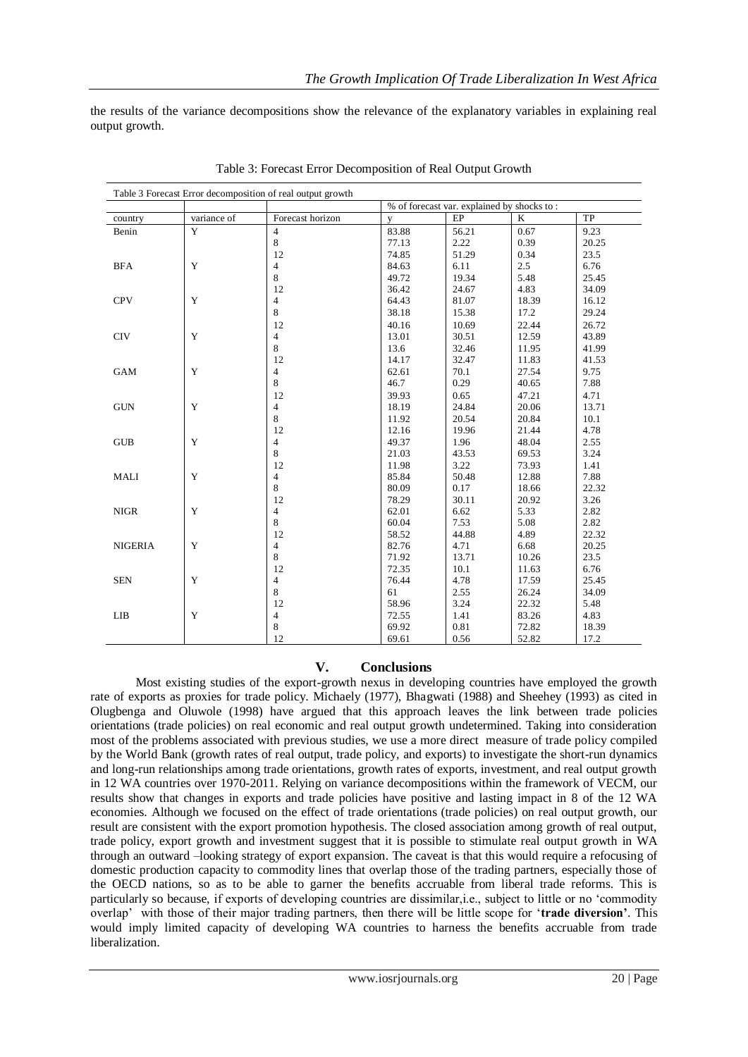the results of the variance decompositions show the relevance of the explanatory variables in explaining real output growth.

Table 3: Forecast Error Decomposition of Real Output Growth

| Table 3 Forecast Error decomposition of real output growth | | | | | | |
|---|---|---|---|---|---|---|
| | | | % of forecast var. explained by shocks to : | | | |
| country | variance of | Forecast horizon | y | EP | K | TP |
| Benin | Y | 4 | 83.88 | 56.21 | 0.67 | 9.23 |
| | | 8 | 77.13 | 2.22 | 0.39 | 20.25 |
| | | 12 | 74.85 | 51.29 | 0.34 | 23.5 |
| BFA | Y | 4 | 84.63 | 6.11 | 2.5 | 6.76 |
| | | 8 | 49.72 | 19.34 | 5.48 | 25.45 |
| | | 12 | 36.42 | 24.67 | 4.83 | 34.09 |
| CPV | Y | 4 | 64.43 | 81.07 | 18.39 | 16.12 |
| | | 8 | 38.18 | 15.38 | 17.2 | 29.24 |
| | | 12 | 40.16 | 10.69 | 22.44 | 26.72 |
| CIV | Y | 4 | 13.01 | 30.51 | 12.59 | 43.89 |
| | | 8 | 13.6 | 32.46 | 11.95 | 41.99 |
| | | 12 | 14.17 | 32.47 | 11.83 | 41.53 |
| GAM | Y | 4 | 62.61 | 70.1 | 27.54 | 9.75 |
| | | 8 | 46.7 | 0.29 | 40.65 | 7.88 |
| | | 12 | 39.93 | 0.65 | 47.21 | 4.71 |
| GUN | Y | 4 | 18.19 | 24.84 | 20.06 | 13.71 |
| | | 8 | 11.92 | 20.54 | 20.84 | 10.1 |
| | | 12 | 12.16 | 19.96 | 21.44 | 4.78 |
| GUB | Y | 4 | 49.37 | 1.96 | 48.04 | 2.55 |
| | | 8 | 21.03 | 43.53 | 69.53 | 3.24 |
| | | 12 | 11.98 | 3.22 | 73.93 | 1.41 |
| MALI | Y | 4 | 85.84 | 50.48 | 12.88 | 7.88 |
| | | 8 | 80.09 | 0.17 | 18.66 | 22.32 |
| | | 12 | 78.29 | 30.11 | 20.92 | 3.26 |
| NIGR | Y | 4 | 62.01 | 6.62 | 5.33 | 2.82 |
| | | 8 | 60.04 | 7.53 | 5.08 | 2.82 |
| | | 12 | 58.52 | 44.88 | 4.89 | 22.32 |
| NIGERIA | Y | 4 | 82.76 | 4.71 | 6.68 | 20.25 |
| | | 8 | 71.92 | 13.71 | 10.26 | 23.5 |
| | | 12 | 72.35 | 10.1 | 11.63 | 6.76 |
| SEN | Y | 4 | 76.44 | 4.78 | 17.59 | 25.45 |
| | | 8 | 61 | 2.55 | 26.24 | 34.09 |
| | | 12 | 58.96 | 3.24 | 22.32 | 5.48 |
| LIB | Y | 4 | 72.55 | 1.41 | 83.26 | 4.83 |
| | | 8 | 69.92 | 0.81 | 72.82 | 18.39 |
| | | 12 | 69.61 | 0.56 | 52.82 | 17.2 |

## V. Conclusions

Most existing studies of the export-growth nexus in developing countries have employed the growth rate of exports as proxies for trade policy. Michaely (1977), Bhagwati (1988) and Sheehey (1993) as cited in Olugbenga and Oluwole (1998) have argued that this approach leaves the link between trade policies orientations (trade policies) on real economic and real output growth undetermined. Taking into consideration most of the problems associated with previous studies, we use a more direct measure of trade policy compiled by the World Bank (growth rates of real output, trade policy, and exports) to investigate the short-run dynamics and long-run relationships among trade orientations, growth rates of exports, investment, and real output growth in 12 WA countries over 1970-2011. Relying on variance decompositions within the framework of VECM, our results show that changes in exports and trade policies have positive and lasting impact in 8 of the 12 WA economies. Although we focused on the effect of trade orientations (trade policies) on real output growth, our result are consistent with the export promotion hypothesis. The closed association among growth of real output, trade policy, export growth and investment suggest that it is possible to stimulate real output growth in WA through an outward –looking strategy of export expansion. The caveat is that this would require a refocusing of domestic production capacity to commodity lines that overlap those of the trading partners, especially those of the OECD nations, so as to be able to garner the benefits accruable from liberal trade reforms. This is particularly so because, if exports of developing countries are dissimilar,i.e., subject to little or no 'commodity overlap' with those of their major trading partners, then there will be little scope for '**trade diversion**'. This would imply limited capacity of developing WA countries to harness the benefits accruable from trade liberalization.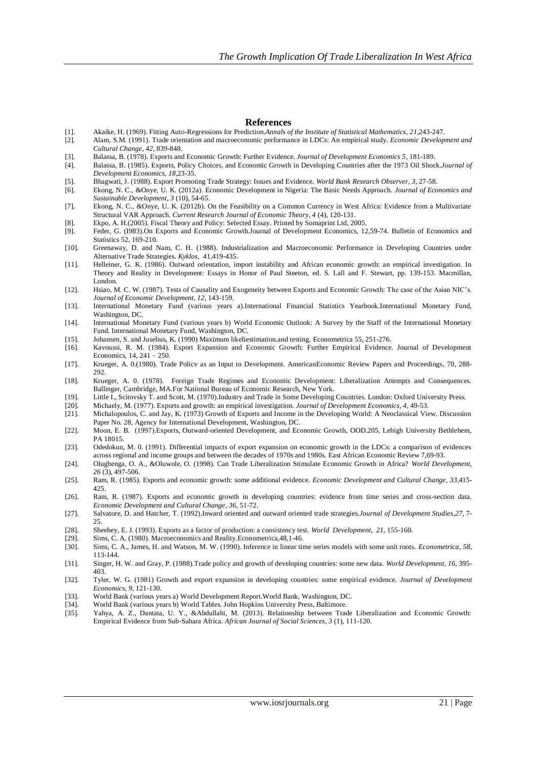## References

[1]. Akaike, H. (1969). Fitting Auto-Regressions for Prediction.*Annals of the Institute of Statistical Mathematics, 21*,243-247.

[2]. Alam, S.M. (1991). Trade orientation and macroeconomic performance in LDCs: An empirical study. *Economic Development and Cultural Change, 42*, 839-848.

[3]. Balassa, B. (1978). Exports and Economic Growth: Further Evidence. *Journal of Development Economics 5*, 181-189.

[4]. Balassa, B. (1985). Exports, Policy Choices, and Economic Growth in Developing Countries after the 1973 Oil Shock.*Journal of Development Economics, 18*,23-35.

[5]. Bhagwati, J. (1988). Export Promoting Trade Strategy: Issues and Evidence. *World Bank Research Observer, 3*, 27-58.

[6]. Ekong, N. C., &Onye, U. K. (2012a). Economic Development in Nigeria: The Basic Needs Approach. *Journal of Economics and Sustainable Development, 3* (10), 54-65.

[7]. Ekong, N. C., &Onye, U. K. (2012b). On the Feasibility on a Common Currency in West Africa: Evidence from a Multivariate Structural VAR Approach. *Current Research Journal of Economic Theory, 4* (4), 120-131.

[8]. Ekpo, A. H.(2005). Fiscal Theory and Policy: Selected Essay. Printed by Somaprint Ltd, 2005.

[9]. Feder, G. (I983).On Exports and Economic Growth.Journal of Development Economics, 12,59-74. Bulletin of Economics and Statistics 52, 169-210.

[10]. Greenaway, D. and Nam, C. H. (1988). Industrialization and Macroeconomic Performance in Developing Countries under Alternative Trade Strategies. *Kyklos*, 41,419-435.

[11]. Helleiner, G. K. (1986). Outward orientation, import instability and African economic growth: an empirical investigation. In Theory and Reality in Development: Essays in Honor of Paul Steeton, ed. S. Lall and F. Stewart, pp. 139-153. Macmillan, London.

[12]. Hsiao, M. C. W. (1987). Tests of Causality and Exogeneity between Exports and Economic Growth: The case of the Asian NIC's. *Journal of Economic Development, 12*, 143-159.

[13]. International Monetary Fund (various years a).International Financial Statistics Yearbook.International Monetary Fund, Washington, DC.

[14]. International Monetary Fund (various years b) World Economic Outlook: A Survey by the Staff of the International Monetary Fund. International Monetary Fund, Washington, DC.

[15]. Johansen, S. and Juselius, K. (1990) Maximum likeliestimation.and testing. Econometrica 55, 251-276.

[16]. Kavoussi, R. M. (1984). Export Expansion and Economic Growth: Further Empirical Evidence. Journal of Development Economics, 14, 241 – 250.

[17]. Krueger, A. 0.(1980). Trade Policv as an Input to Development. AmericanEconomic Review Papers and Proceedings, 70, 288-292.

[18]. Krueger, A. 0. (1978). Foreign Trade Regimes and Economic Development: Liberalization Attempts and Consequences. Ballinger, Cambridge, MA.For National Bureau of Economic Research, New York.

[19]. Little I., Scitovsky T. and Scott, M. (1970).Industry and Trade in Some Developing Countries. London: Oxford University Press.

[20]. Michaely, M. (1977). Exports and growth: an empirical investigation. *Journal of Development Economics, 4*, 49-53.

[21]. Michalopoulos, C. and Jay, K. (1973) Growth of Exports and Income in the Developing World: A Neoclassical View. Discussion Paper No. 28, Agency for International Development, Washington, DC.

[22]. Moon, E. B. (1997).Exports, Outward-oriented Development, and Economic Growth, OOD.205, Lehigh University Bethlehem, PA 18015.

[23]. Odedokun, M. 0. (1991). Differential impacts of export expansion on economic growth in the LDCs: a comparison of evidences across regional and income groups and between the decades of 1970s and 1980s. East African Economic Review 7,69-93.

[24]. Olugbenga, O. A., &Oluwole, O. (1998). Can Trade Liberalization Stimulate Economic Growth in Africa? *World Development, 26* (3), 497-506.

[25]. Ram, R. (1985). Exports and economic growth: some additional evidence. *Economic Development and Cultural Change, 33*,415-425.

[26]. Ram, R. (1987). Exports and economic growth in developing countries: evidence from time series and cross-section data. *Economic Development and Cultural Change, 36*, 51-72.

[27]. Salvatore, D. and Hatcher, T. (1992).Inward oriented and outward oriented trade strategies.*Journal of Development Studies,27*, 7-25.

[28]. Sheehey, E. J. (1993). Exports as a factor of production: a consistency test. *World Development, 21*, 155-160.

[29]. Sims, C. A. (1980). Macroeconomics and Reality.Econometrica,48,1-46.

[30]. Sims, C. A., James, H. and Watson, M. W. (1990). Inference in linear time series models with some unit roots. *Econometrica, 58*, 113-144.

[31]. Singer, H. W. and Gray, P. (1988).Trade policy and growth of developing countries: some new data. *World Development, 16*, 395-403.

[32]. Tyler, W. G. (1981) Growth and export expansion in developing countries: some empirical evidence. *Journal of Development Economics, 9*, 121-130.

[33]. World Bank (various years a) World Development Report.World Bank, Washington, DC.

[34]. World Bank (various years b) World Tables. John Hopkins University Press, Baltimore.

[35]. Yahya, A. Z., Dantata, U. Y., &Abdullahi, M. (2013). Relationship between Trade Liberalization and Economic Growth: Empirical Evidence from Sub-Sahara Africa. *African Journal of Social Sciences, 3* (1), 111-120.